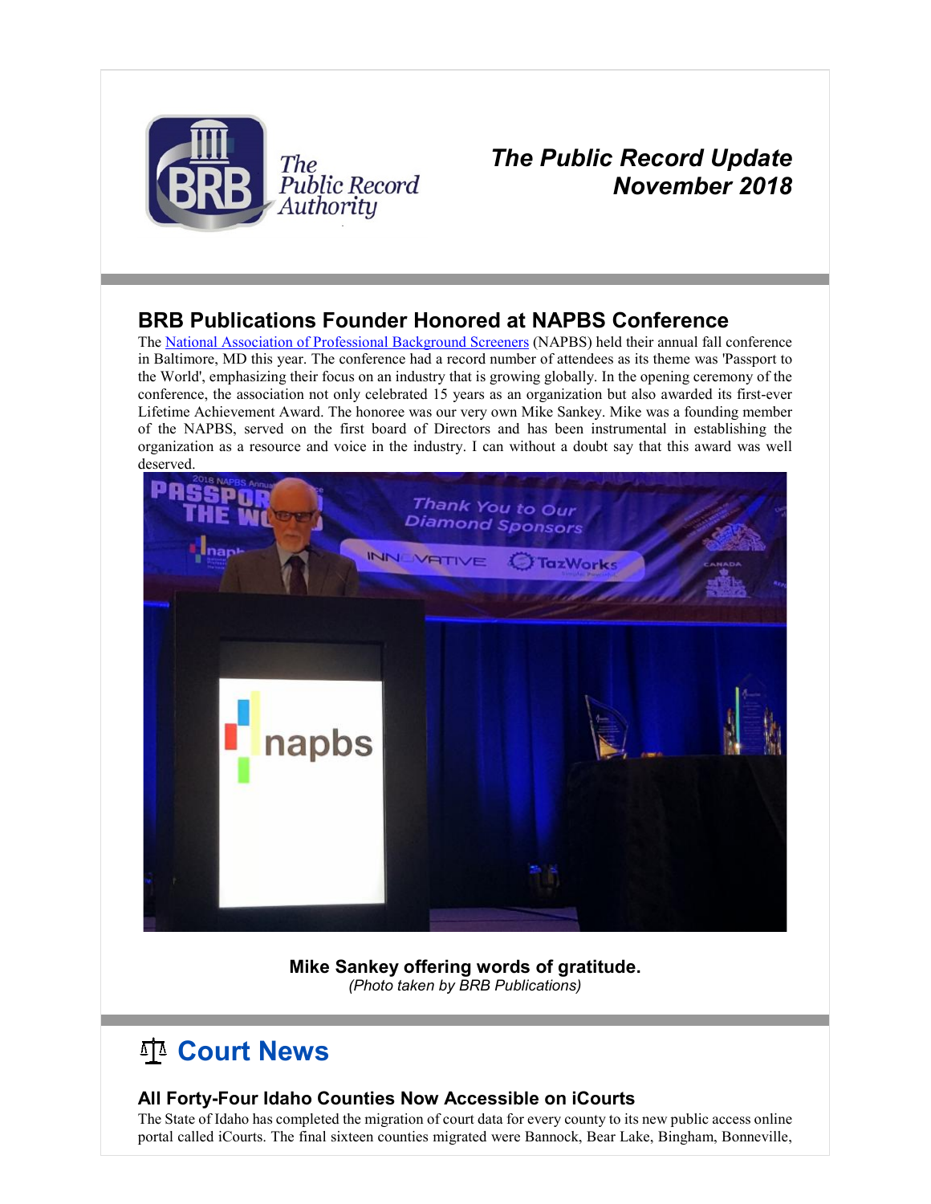# The Public Record Update
## November 2018

## BRB Publications Founder Honored at NAPBS Conference

The National Association of Professional Background Screeners (NAPBS) held their annual fall conference in Baltimore, MD this year. The conference had a record number of attendees as its theme was 'Passport to the World', emphasizing their focus on an industry that is growing globally. In the opening ceremony of the conference, the association not only celebrated 15 years as an organization but also awarded its first-ever Lifetime Achievement Award. The honoree was our very own Mike Sankey. Mike was a founding member of the NAPBS, served on the first board of Directors and has been instrumental in establishing the organization as a resource and voice in the industry. I can without a doubt say that this award was well deserved.

**Mike Sankey offering words of gratitude.**
*(Photo taken by BRB Publications)*

# Court News

### All Forty-Four Idaho Counties Now Accessible on iCourts

The State of Idaho has completed the migration of court data for every county to its new public access online portal called iCourts. The final sixteen counties migrated were Bannock, Bear Lake, Bingham, Bonneville,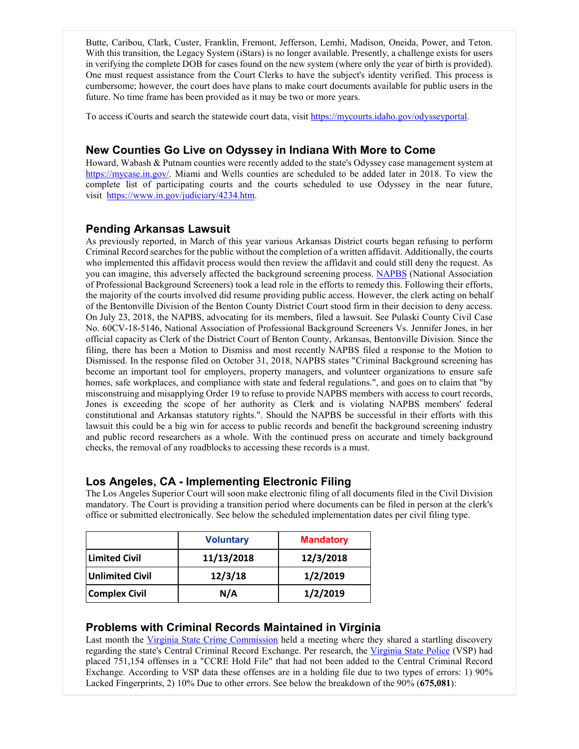Butte, Caribou, Clark, Custer, Franklin, Fremont, Jefferson, Lemhi, Madison, Oneida, Power, and Teton. With this transition, the Legacy System (iStars) is no longer available. Presently, a challenge exists for users in verifying the complete DOB for cases found on the new system (where only the year of birth is provided). One must request assistance from the Court Clerks to have the subject's identity verified. This process is cumbersome; however, the court does have plans to make court documents available for public users in the future. No time frame has been provided as it may be two or more years.

To access iCourts and search the statewide court data, visit [https://mycourts.idaho.gov/odysseyportal](https://mycourts.idaho.gov/odysseyportal).

## New Counties Go Live on Odyssey in Indiana With More to Come

Howard, Wabash & Putnam counties were recently added to the state's Odyssey case management system at [https://mycase.in.gov/](https://mycase.in.gov/). Miami and Wells counties are scheduled to be added later in 2018. To view the complete list of participating courts and the courts scheduled to use Odyssey in the near future, visit [https://www.in.gov/judiciary/4234.htm](https://www.in.gov/judiciary/4234.htm).

## Pending Arkansas Lawsuit

As previously reported, in March of this year various Arkansas District courts began refusing to perform Criminal Record searches for the public without the completion of a written affidavit. Additionally, the courts who implemented this affidavit process would then review the affidavit and could still deny the request. As you can imagine, this adversely affected the background screening process. NAPBS (National Association of Professional Background Screeners) took a lead role in the efforts to remedy this. Following their efforts, the majority of the courts involved did resume providing public access. However, the clerk acting on behalf of the Bentonville Division of the Benton County District Court stood firm in their decision to deny access. On July 23, 2018, the NAPBS, advocating for its members, filed a lawsuit. See Pulaski County Civil Case No. 60CV-18-5146, National Association of Professional Background Screeners Vs. Jennifer Jones, in her official capacity as Clerk of the District Court of Benton County, Arkansas, Bentonville Division. Since the filing, there has been a Motion to Dismiss and most recently NAPBS filed a response to the Motion to Dismissed. In the response filed on October 31, 2018, NAPBS states "Criminal Background screening has become an important tool for employers, property managers, and volunteer organizations to ensure safe homes, safe workplaces, and compliance with state and federal regulations.", and goes on to claim that "by misconstruing and misapplying Order 19 to refuse to provide NAPBS members with access to court records, Jones is exceeding the scope of her authority as Clerk and is violating NAPBS members' federal constitutional and Arkansas statutory rights.". Should the NAPBS be successful in their efforts with this lawsuit this could be a big win for access to public records and benefit the background screening industry and public record researchers as a whole. With the continued press on accurate and timely background checks, the removal of any roadblocks to accessing these records is a must.

## Los Angeles, CA - Implementing Electronic Filing

The Los Angeles Superior Court will soon make electronic filing of all documents filed in the Civil Division mandatory. The Court is providing a transition period where documents can be filed in person at the clerk's office or submitted electronically. See below the scheduled implementation dates per civil filing type.

| | Voluntary | Mandatory |
|---|---|---|
| **Limited Civil** | **11/13/2018** | **12/3/2018** |
| **Unlimited Civil** | **12/3/18** | **1/2/2019** |
| **Complex Civil** | **N/A** | **1/2/2019** |

## Problems with Criminal Records Maintained in Virginia

Last month the Virginia State Crime Commission held a meeting where they shared a startling discovery regarding the state's Central Criminal Record Exchange. Per research, the Virginia State Police (VSP) had placed 751,154 offenses in a "CCRE Hold File" that had not been added to the Central Criminal Record Exchange. According to VSP data these offenses are in a holding file due to two types of errors: 1) 90% Lacked Fingerprints, 2) 10% Due to other errors. See below the breakdown of the 90% (**675,081**):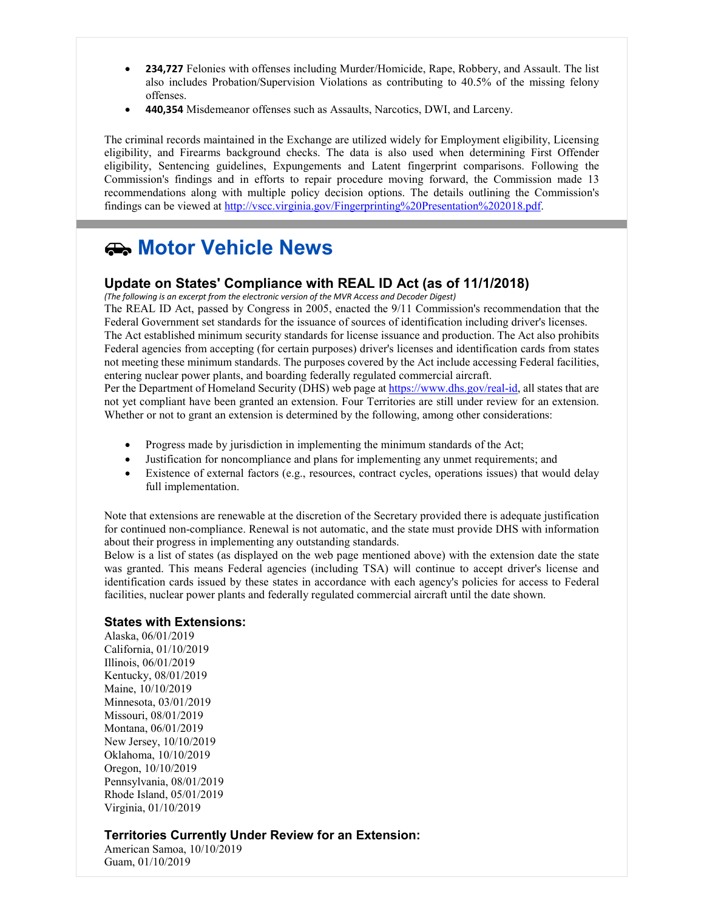- **234,727** Felonies with offenses including Murder/Homicide, Rape, Robbery, and Assault. The list also includes Probation/Supervision Violations as contributing to 40.5% of the missing felony offenses.
- **440,354** Misdemeanor offenses such as Assaults, Narcotics, DWI, and Larceny.

The criminal records maintained in the Exchange are utilized widely for Employment eligibility, Licensing eligibility, and Firearms background checks. The data is also used when determining First Offender eligibility, Sentencing guidelines, Expungements and Latent fingerprint comparisons. Following the Commission's findings and in efforts to repair procedure moving forward, the Commission made 13 recommendations along with multiple policy decision options. The details outlining the Commission's findings can be viewed at http://vscc.virginia.gov/Fingerprinting%20Presentation%202018.pdf.

# Motor Vehicle News

## Update on States' Compliance with REAL ID Act (as of 11/1/2018)

*(The following is an excerpt from the electronic version of the MVR Access and Decoder Digest)*

The REAL ID Act, passed by Congress in 2005, enacted the 9/11 Commission's recommendation that the Federal Government set standards for the issuance of sources of identification including driver's licenses. The Act established minimum security standards for license issuance and production. The Act also prohibits Federal agencies from accepting (for certain purposes) driver's licenses and identification cards from states not meeting these minimum standards. The purposes covered by the Act include accessing Federal facilities, entering nuclear power plants, and boarding federally regulated commercial aircraft.

Per the Department of Homeland Security (DHS) web page at https://www.dhs.gov/real-id, all states that are not yet compliant have been granted an extension. Four Territories are still under review for an extension. Whether or not to grant an extension is determined by the following, among other considerations:

- Progress made by jurisdiction in implementing the minimum standards of the Act;
- Justification for noncompliance and plans for implementing any unmet requirements; and
- Existence of external factors (e.g., resources, contract cycles, operations issues) that would delay full implementation.

Note that extensions are renewable at the discretion of the Secretary provided there is adequate justification for continued non-compliance. Renewal is not automatic, and the state must provide DHS with information about their progress in implementing any outstanding standards.

Below is a list of states (as displayed on the web page mentioned above) with the extension date the state was granted. This means Federal agencies (including TSA) will continue to accept driver's license and identification cards issued by these states in accordance with each agency's policies for access to Federal facilities, nuclear power plants and federally regulated commercial aircraft until the date shown.

### States with Extensions:

Alaska, 06/01/2019
California, 01/10/2019
Illinois, 06/01/2019
Kentucky, 08/01/2019
Maine, 10/10/2019
Minnesota, 03/01/2019
Missouri, 08/01/2019
Montana, 06/01/2019
New Jersey, 10/10/2019
Oklahoma, 10/10/2019
Oregon, 10/10/2019
Pennsylvania, 08/01/2019
Rhode Island, 05/01/2019
Virginia, 01/10/2019

### Territories Currently Under Review for an Extension:

American Samoa, 10/10/2019
Guam, 01/10/2019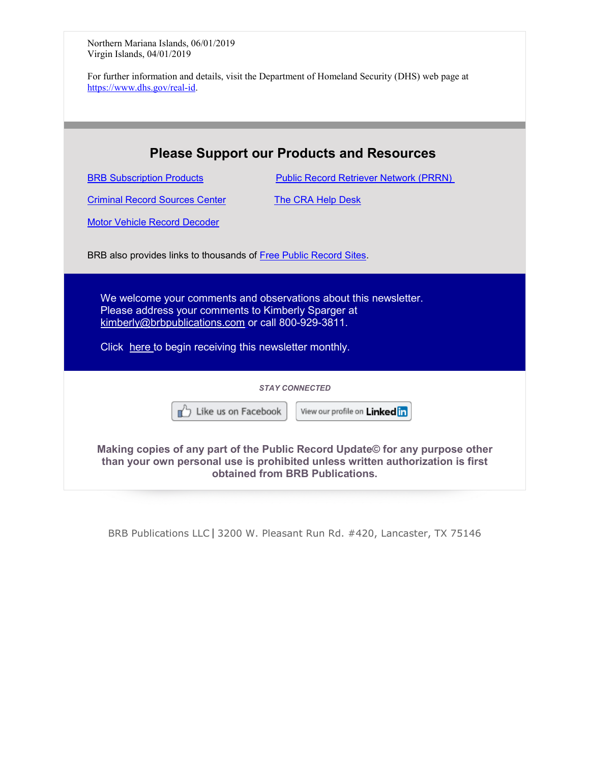Northern Mariana Islands, 06/01/2019
Virgin Islands, 04/01/2019

For further information and details, visit the Department of Homeland Security (DHS) web page at https://www.dhs.gov/real-id.

## Please Support our Products and Resources

BRB Subscription Products

Public Record Retriever Network (PRRN)

Criminal Record Sources Center

The CRA Help Desk

Motor Vehicle Record Decoder

BRB also provides links to thousands of Free Public Record Sites.

We welcome your comments and observations about this newsletter.
Please address your comments to Kimberly Sparger at kimberly@brbpublications.com or call 800-929-3811.

Click here to begin receiving this newsletter monthly.

*STAY CONNECTED*

Like us on Facebook

View our profile on LinkedIn

**Making copies of any part of the Public Record Update© for any purpose other than your own personal use is prohibited unless written authorization is first obtained from BRB Publications.**

BRB Publications LLC | 3200 W. Pleasant Run Rd. #420, Lancaster, TX 75146